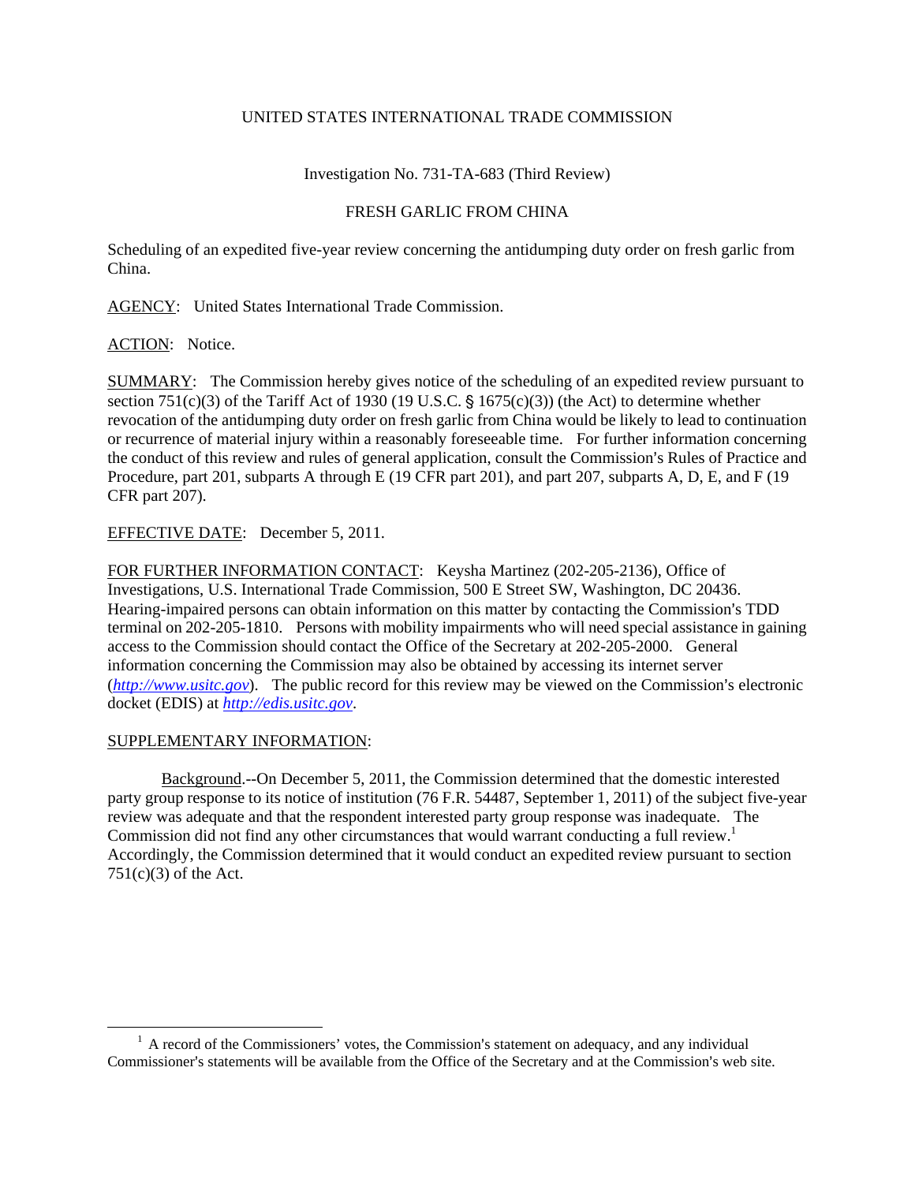UNITED STATES INTERNATIONAL TRADE COMMISSION

Investigation No. 731-TA-683 (Third Review)

FRESH GARLIC FROM CHINA

Scheduling of an expedited five-year review concerning the antidumping duty order on fresh garlic from China.

AGENCY: United States International Trade Commission.

ACTION: Notice.

SUMMARY: The Commission hereby gives notice of the scheduling of an expedited review pursuant to section 751(c)(3) of the Tariff Act of 1930 (19 U.S.C. § 1675(c)(3)) (the Act) to determine whether revocation of the antidumping duty order on fresh garlic from China would be likely to lead to continuation or recurrence of material injury within a reasonably foreseeable time. For further information concerning the conduct of this review and rules of general application, consult the Commission's Rules of Practice and Procedure, part 201, subparts A through E (19 CFR part 201), and part 207, subparts A, D, E, and F (19 CFR part 207).

EFFECTIVE DATE: December 5, 2011.

FOR FURTHER INFORMATION CONTACT: Keysha Martinez (202-205-2136), Office of Investigations, U.S. International Trade Commission, 500 E Street SW, Washington, DC 20436. Hearing-impaired persons can obtain information on this matter by contacting the Commission's TDD terminal on 202-205-1810. Persons with mobility impairments who will need special assistance in gaining access to the Commission should contact the Office of the Secretary at 202-205-2000. General information concerning the Commission may also be obtained by accessing its internet server (*http://www.usitc.gov*). The public record for this review may be viewed on the Commission's electronic docket (EDIS) at *http://edis.usitc.gov*.

SUPPLEMENTARY INFORMATION:

Background.--On December 5, 2011, the Commission determined that the domestic interested party group response to its notice of institution (76 F.R. 54487, September 1, 2011) of the subject five-year review was adequate and that the respondent interested party group response was inadequate. The Commission did not find any other circumstances that would warrant conducting a full review.[1] Accordingly, the Commission determined that it would conduct an expedited review pursuant to section 751(c)(3) of the Act.

[1] A record of the Commissioners' votes, the Commission's statement on adequacy, and any individual Commissioner's statements will be available from the Office of the Secretary and at the Commission's web site.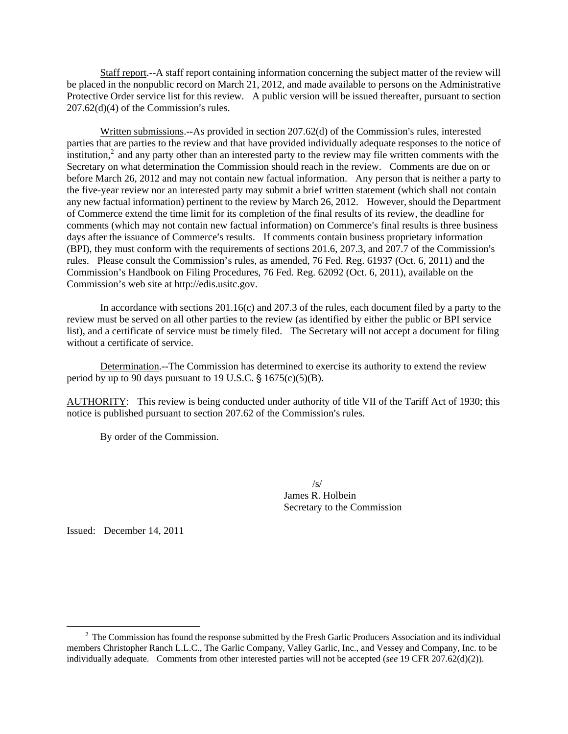Staff report.--A staff report containing information concerning the subject matter of the review will be placed in the nonpublic record on March 21, 2012, and made available to persons on the Administrative Protective Order service list for this review. A public version will be issued thereafter, pursuant to section 207.62(d)(4) of the Commission's rules.

Written submissions.--As provided in section 207.62(d) of the Commission's rules, interested parties that are parties to the review and that have provided individually adequate responses to the notice of institution,[2] and any party other than an interested party to the review may file written comments with the Secretary on what determination the Commission should reach in the review. Comments are due on or before March 26, 2012 and may not contain new factual information. Any person that is neither a party to the five-year review nor an interested party may submit a brief written statement (which shall not contain any new factual information) pertinent to the review by March 26, 2012. However, should the Department of Commerce extend the time limit for its completion of the final results of its review, the deadline for comments (which may not contain new factual information) on Commerce's final results is three business days after the issuance of Commerce's results. If comments contain business proprietary information (BPI), they must conform with the requirements of sections 201.6, 207.3, and 207.7 of the Commission's rules. Please consult the Commission's rules, as amended, 76 Fed. Reg. 61937 (Oct. 6, 2011) and the Commission's Handbook on Filing Procedures, 76 Fed. Reg. 62092 (Oct. 6, 2011), available on the Commission's web site at http://edis.usitc.gov.

In accordance with sections 201.16(c) and 207.3 of the rules, each document filed by a party to the review must be served on all other parties to the review (as identified by either the public or BPI service list), and a certificate of service must be timely filed. The Secretary will not accept a document for filing without a certificate of service.

Determination.--The Commission has determined to exercise its authority to extend the review period by up to 90 days pursuant to 19 U.S.C. § 1675(c)(5)(B).

AUTHORITY: This review is being conducted under authority of title VII of the Tariff Act of 1930; this notice is published pursuant to section 207.62 of the Commission's rules.

By order of the Commission.

/s/
James R. Holbein
Secretary to the Commission

Issued: December 14, 2011

[2] The Commission has found the response submitted by the Fresh Garlic Producers Association and its individual members Christopher Ranch L.L.C., The Garlic Company, Valley Garlic, Inc., and Vessey and Company, Inc. to be individually adequate. Comments from other interested parties will not be accepted (*see* 19 CFR 207.62(d)(2)).